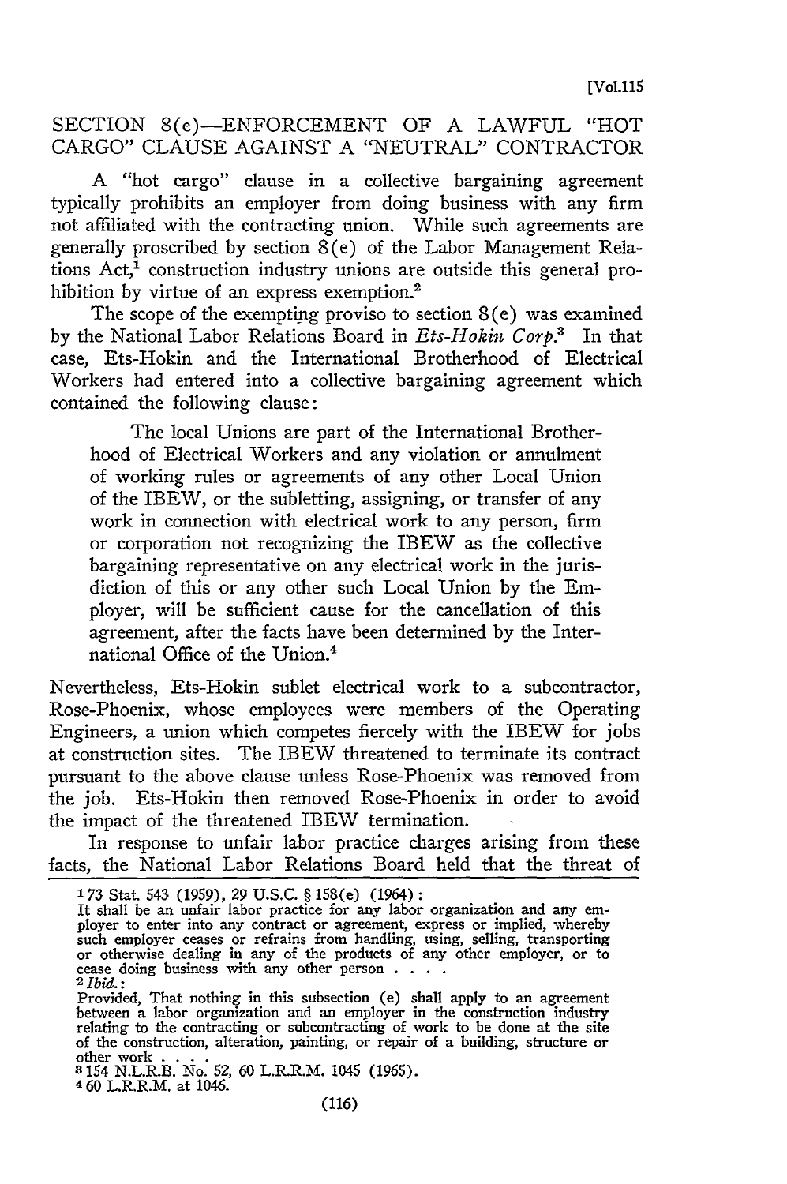## SECTION 8(e)—ENFORCEMENT OF A LAWFUL "HOT CARGO" CLAUSE AGAINST A "NEUTRAL" CONTRACTOR

A "hot cargo" clause in a collective bargaining agreement typically prohibits an employer from doing business with any firm not affiliated with the contracting union. While such agreements are generally proscribed by section 8(e) of the Labor Management Relations Act,[1] construction industry unions are outside this general prohibition by virtue of an express exemption.[2]

The scope of the exempting proviso to section 8(e) was examined by the National Labor Relations Board in *Ets-Hokin Corp.*[3] In that case, Ets-Hokin and the International Brotherhood of Electrical Workers had entered into a collective bargaining agreement which contained the following clause:

> The local Unions are part of the International Brotherhood of Electrical Workers and any violation or annulment of working rules or agreements of any other Local Union of the IBEW, or the subletting, assigning, or transfer of any work in connection with electrical work to any person, firm or corporation not recognizing the IBEW as the collective bargaining representative on any electrical work in the jurisdiction of this or any other such Local Union by the Employer, will be sufficient cause for the cancellation of this agreement, after the facts have been determined by the International Office of the Union.[4]

Nevertheless, Ets-Hokin sublet electrical work to a subcontractor, Rose-Phoenix, whose employees were members of the Operating Engineers, a union which competes fiercely with the IBEW for jobs at construction sites. The IBEW threatened to terminate its contract pursuant to the above clause unless Rose-Phoenix was removed from the job. Ets-Hokin then removed Rose-Phoenix in order to avoid the impact of the threatened IBEW termination.

In response to unfair labor practice charges arising from these facts, the National Labor Relations Board held that the threat of

---

[1] 73 Stat. 543 (1959), 29 U.S.C. § 158(e) (1964):
It shall be an unfair labor practice for any labor organization and any employer to enter into any contract or agreement, express or implied, whereby such employer ceases or refrains from handling, using, selling, transporting or otherwise dealing in any of the products of any other employer, or to cease doing business with any other person . . . .

[2] *Ibid.*:
Provided, That nothing in this subsection (e) shall apply to an agreement between a labor organization and an employer in the construction industry relating to the contracting or subcontracting of work to be done at the site of the construction, alteration, painting, or repair of a building, structure or other work . . . .

[3] 154 N.L.R.B. No. 52, 60 L.R.R.M. 1045 (1965).

[4] 60 L.R.R.M. at 1046.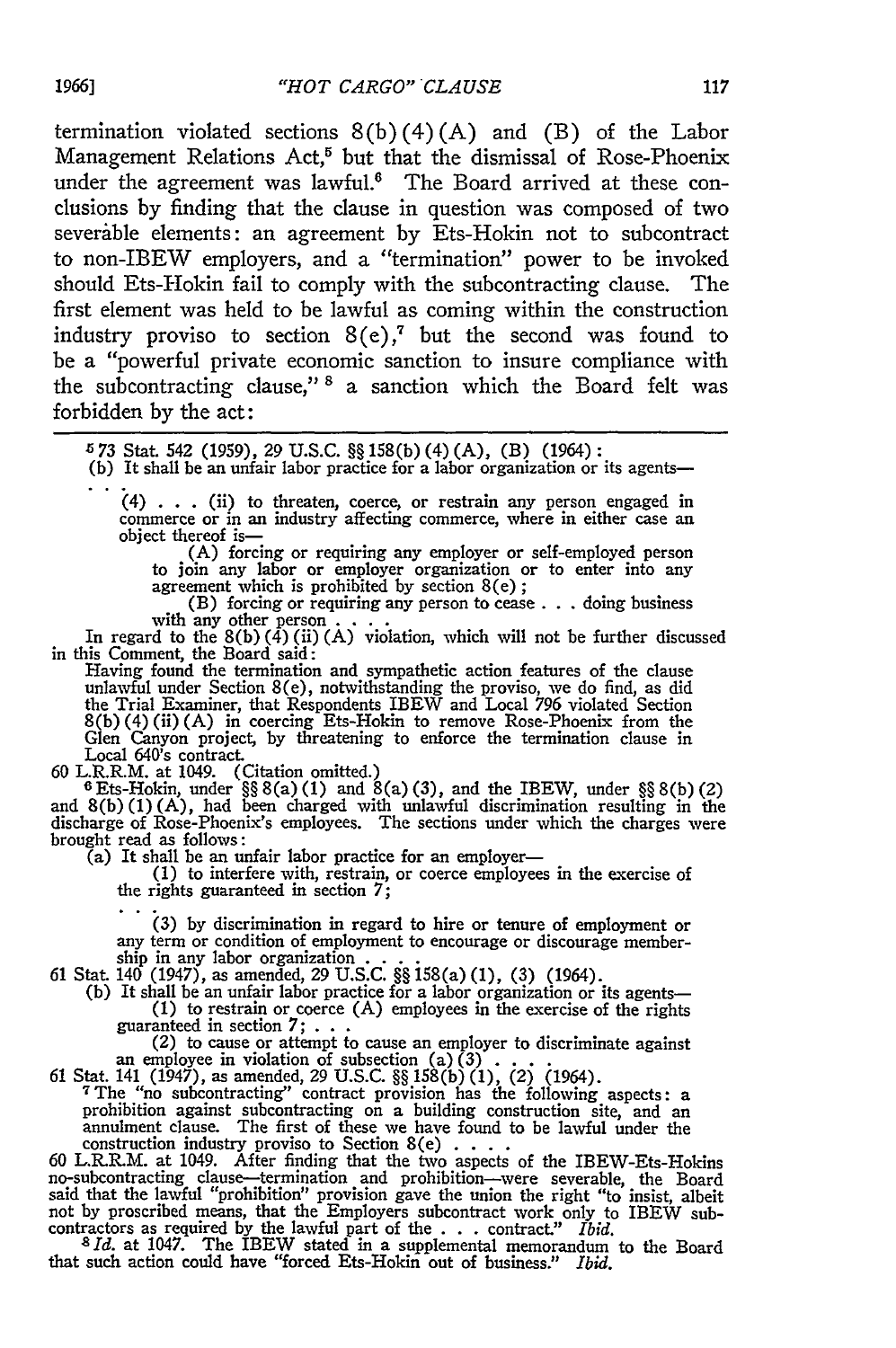termination violated sections 8(b)(4)(A) and (B) of the Labor Management Relations Act,[5] but that the dismissal of Rose-Phoenix under the agreement was lawful.[6] The Board arrived at these conclusions by finding that the clause in question was composed of two severable elements: an agreement by Ets-Hokin not to subcontract to non-IBEW employers, and a "termination" power to be invoked should Ets-Hokin fail to comply with the subcontracting clause. The first element was held to be lawful as coming within the construction industry proviso to section 8(e),[7] but the second was found to be a "powerful private economic sanction to insure compliance with the subcontracting clause,"[8] a sanction which the Board felt was forbidden by the act:

---

[5] 73 Stat. 542 (1959), 29 U.S.C. §§ 158(b)(4)(A), (B) (1964):

(b) It shall be an unfair labor practice for a labor organization or its agents—

. . .

(4) . . . (ii) to threaten, coerce, or restrain any person engaged in commerce or in an industry affecting commerce, where in either case an object thereof is—

(A) forcing or requiring any employer or self-employed person to join any labor or employer organization or to enter into any agreement which is prohibited by section 8(e);

(B) forcing or requiring any person to cease . . . doing business with any other person . . . .

In regard to the 8(b)(4)(ii)(A) violation, which will not be further discussed in this Comment, the Board said:

Having found the termination and sympathetic action features of the clause unlawful under Section 8(e), notwithstanding the proviso, we do find, as did the Trial Examiner, that Respondents IBEW and Local 796 violated Section 8(b)(4)(ii)(A) in coercing Ets-Hokin to remove Rose-Phoenix from the Glen Canyon project, by threatening to enforce the termination clause in Local 640's contract.

60 L.R.R.M. at 1049. (Citation omitted.)

[6] Ets-Hokin, under §§ 8(a)(1) and 8(a)(3), and the IBEW, under §§ 8(b)(2) and 8(b)(1)(A), had been charged with unlawful discrimination resulting in the discharge of Rose-Phoenix's employees. The sections under which the charges were brought read as follows:

(a) It shall be an unfair labor practice for an employer—

(1) to interfere with, restrain, or coerce employees in the exercise of the rights guaranteed in section 7;

. . .

(3) by discrimination in regard to hire or tenure of employment or any term or condition of employment to encourage or discourage membership in any labor organization . . . .

61 Stat. 140 (1947), as amended, 29 U.S.C. §§ 158(a)(1), (3) (1964).

(b) It shall be an unfair labor practice for a labor organization or its agents—

(1) to restrain or coerce (A) employees in the exercise of the rights guaranteed in section 7; . . .

(2) to cause or attempt to cause an employer to discriminate against an employee in violation of subsection (a)(3) . . . .

61 Stat. 141 (1947), as amended, 29 U.S.C. §§ 158(b)(1), (2) (1964).

[7] The "no subcontracting" contract provision has the following aspects: a prohibition against subcontracting on a building construction site, and an annulment clause. The first of these we have found to be lawful under the construction industry proviso to Section 8(e) . . . .

60 L.R.R.M. at 1049. After finding that the two aspects of the IBEW-Ets-Hokins no-subcontracting clause—termination and prohibition—were severable, the Board said that the lawful "prohibition" provision gave the union the right "to insist, albeit not by proscribed means, that the Employers subcontract work only to IBEW subcontractors as required by the lawful part of the . . . contract." *Ibid.*

[8] *Id.* at 1047. The IBEW stated in a supplemental memorandum to the Board that such action could have "forced Ets-Hokin out of business." *Ibid.*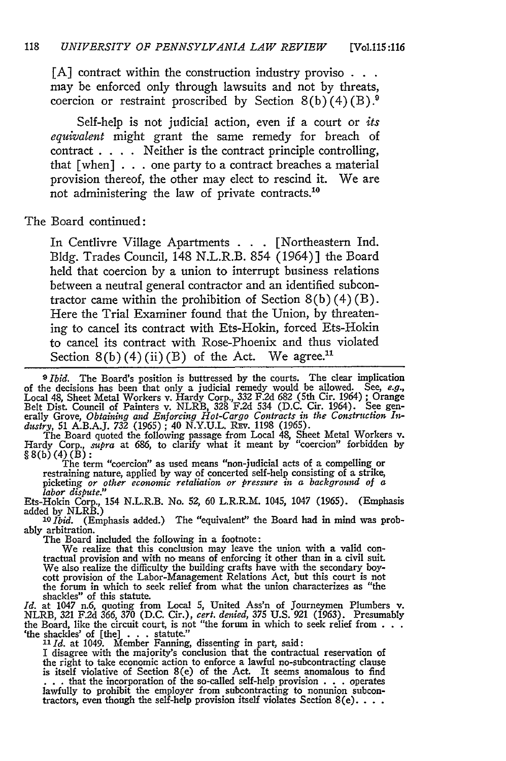[A] contract within the construction industry proviso . . . may be enforced only through lawsuits and not by threats, coercion or restraint proscribed by Section 8(b)(4)(B).[9]

Self-help is not judicial action, even if a court or *its equivalent* might grant the same remedy for breach of contract . . . . Neither is the contract principle controlling, that [when] . . . one party to a contract breaches a material provision thereof, the other may elect to rescind it. We are not administering the law of private contracts.[10]

The Board continued:

In Centlivre Village Apartments . . . [Northeastern Ind. Bldg. Trades Council, 148 N.L.R.B. 854 (1964)] the Board held that coercion by a union to interrupt business relations between a neutral general contractor and an identified subcontractor came within the prohibition of Section 8(b)(4)(B). Here the Trial Examiner found that the Union, by threatening to cancel its contract with Ets-Hokin, forced Ets-Hokin to cancel its contract with Rose-Phoenix and thus violated Section 8(b)(4)(ii)(B) of the Act. We agree.[11]

---

9 *Ibid.* The Board's position is buttressed by the courts. The clear implication of the decisions has been that only a judicial remedy would be allowed. See, *e.g.*, Local 48, Sheet Metal Workers v. Hardy Corp., 332 F.2d 682 (5th Cir. 1964); Orange Belt Dist. Council of Painters v. NLRB, 328 F.2d 534 (D.C. Cir. 1964). See generally Grove, *Obtaining and Enforcing Hot-Cargo Contracts in the Construction Industry*, 51 A.B.A.J. 732 (1965); 40 N.Y.U.L. Rev. 1198 (1965).

The Board quoted the following passage from Local 48, Sheet Metal Workers v. Hardy Corp., *supra* at 686, to clarify what it meant by "coercion" forbidden by § 8(b)(4)(B):

> The term "coercion" as used means "non-judicial acts of a compelling or restraining nature, applied by way of concerted self-help consisting of a strike, picketing *or other economic retaliation or pressure in a background of a labor dispute.*"

Ets-Hokin Corp., 154 N.L.R.B. No. 52, 60 L.R.R.M. 1045, 1047 (1965). (Emphasis added by NLRB.)

10 *Ibid.* (Emphasis added.) The "equivalent" the Board had in mind was probably arbitration.

The Board included the following in a footnote:

> We realize that this conclusion may leave the union with a valid contractual provision and with no means of enforcing it other than in a civil suit. We also realize the difficulty the building crafts have with the secondary boycott provision of the Labor-Management Relations Act, but this court is not the forum in which to seek relief from what the union characterizes as "the shackles" of this statute.

*Id.* at 1047 n.6, quoting from Local 5, United Ass'n of Journeymen Plumbers v. NLRB, 321 F.2d 366, 370 (D.C. Cir.), *cert. denied*, 375 U.S. 921 (1963). Presumably the Board, like the circuit court, is not "the forum in which to seek relief from . . . 'the shackles' of [the] . . . statute."

11 *Id.* at 1049. Member Fanning, dissenting in part, said:

> I disagree with the majority's conclusion that the contractual reservation of the right to take economic action to enforce a lawful no-subcontracting clause is itself violative of Section 8(e) of the Act. It seems anomalous to find . . . that the incorporation of the so-called self-help provision . . . operates lawfully to prohibit the employer from subcontracting to nonunion subcontractors, even though the self-help provision itself violates Section 8(e). . . .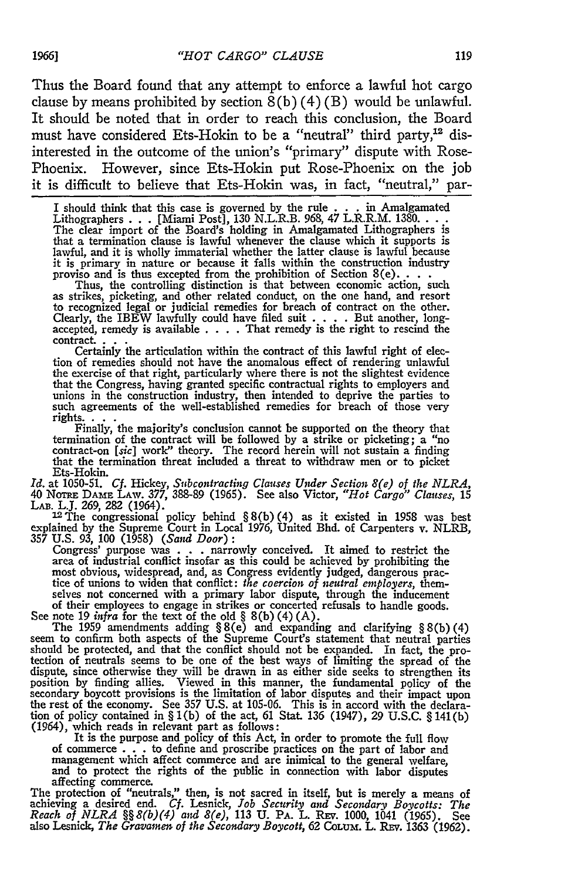Thus the Board found that any attempt to enforce a lawful hot cargo clause by means prohibited by section 8(b)(4)(B) would be unlawful. It should be noted that in order to reach this conclusion, the Board must have considered Ets-Hokin to be a "neutral" third party,[12] disinterested in the outcome of the union's "primary" dispute with Rose-Phoenix. However, since Ets-Hokin put Rose-Phoenix on the job it is difficult to believe that Ets-Hokin was, in fact, "neutral," par-

---

> I should think that this case is governed by the rule . . . in Amalgamated Lithographers . . . [Miami Post], 130 N.L.R.B. 968, 47 L.R.R.M. 1380. . . . The clear import of the Board's holding in Amalgamated Lithographers is that a termination clause is lawful whenever the clause which it supports is lawful, and it is wholly immaterial whether the latter clause is lawful because it is primary in nature or because it falls within the construction industry proviso and is thus excepted from the prohibition of Section 8(e). . . .
>
> Thus, the controlling distinction is that between economic action, such as strikes, picketing, and other related conduct, on the one hand, and resort to recognized legal or judicial remedies for breach of contract on the other. Clearly, the IBEW lawfully could have filed suit . . . . But another, long-accepted, remedy is available . . . . That remedy is the right to rescind the contract. . . .
>
> Certainly the articulation within the contract of this lawful right of election of remedies should not have the anomalous effect of rendering unlawful the exercise of that right, particularly where there is not the slightest evidence that the Congress, having granted specific contractual rights to employers and unions in the construction industry, then intended to deprive the parties to such agreements of the well-established remedies for breach of those very rights. . . .
>
> Finally, the majority's conclusion cannot be supported on the theory that termination of the contract will be followed by a strike or picketing; a "no contract-on [*sic*] work" theory. The record herein will not sustain a finding that the termination threat included a threat to withdraw men or to picket Ets-Hokin.

*Id.* at 1050-51. *Cf.* Hickey, *Subcontracting Clauses Under Section 8(e) of the NLRA*, 40 NOTRE DAME LAW. 377, 388-89 (1965). See also Victor, *"Hot Cargo" Clauses*, 15 LAB. L.J. 269, 282 (1964).

[12] The congressional policy behind § 8(b)(4) as it existed in 1958 was best explained by the Supreme Court in Local 1976, United Bhd. of Carpenters v. NLRB, 357 U.S. 93, 100 (1958) (*Sand Door*):

> Congress' purpose was . . . narrowly conceived. It aimed to restrict the area of industrial conflict insofar as this could be achieved by prohibiting the most obvious, widespread, and, as Congress evidently judged, dangerous practice of unions to widen that conflict: *the coercion of neutral employers*, themselves not concerned with a primary labor dispute, through the inducement of their employees to engage in strikes or concerted refusals to handle goods.

See note 19 *infra* for the text of the old § 8(b)(4)(A).

The 1959 amendments adding § 8(e) and expanding and clarifying § 8(b)(4) seem to confirm both aspects of the Supreme Court's statement that neutral parties should be protected, and that the conflict should not be expanded. In fact, the protection of neutrals seems to be one of the best ways of limiting the spread of the dispute, since otherwise they will be drawn in as either side seeks to strengthen its position by finding allies. Viewed in this manner, the fundamental policy of the secondary boycott provisions is the limitation of labor disputes and their impact upon the rest of the economy. See 357 U.S. at 105-06. This is in accord with the declaration of policy contained in § 1(b) of the act, 61 Stat. 136 (1947), 29 U.S.C. § 141(b) (1964), which reads in relevant part as follows:

> It is the purpose and policy of this Act, in order to promote the full flow of commerce . . . to define and proscribe practices on the part of labor and management which affect commerce and are inimical to the general welfare, and to protect the rights of the public in connection with labor disputes affecting commerce.

The protection of "neutrals," then, is not sacred in itself, but is merely a means of achieving a desired end. *Cf.* Lesnick, *Job Security and Secondary Boycotts: The Reach of NLRA §§ 8(b)(4) and 8(e)*, 113 U. PA. L. REV. 1000, 1041 (1965). See also Lesnick, *The Gravamen of the Secondary Boycott*, 62 COLUM. L. REV. 1363 (1962).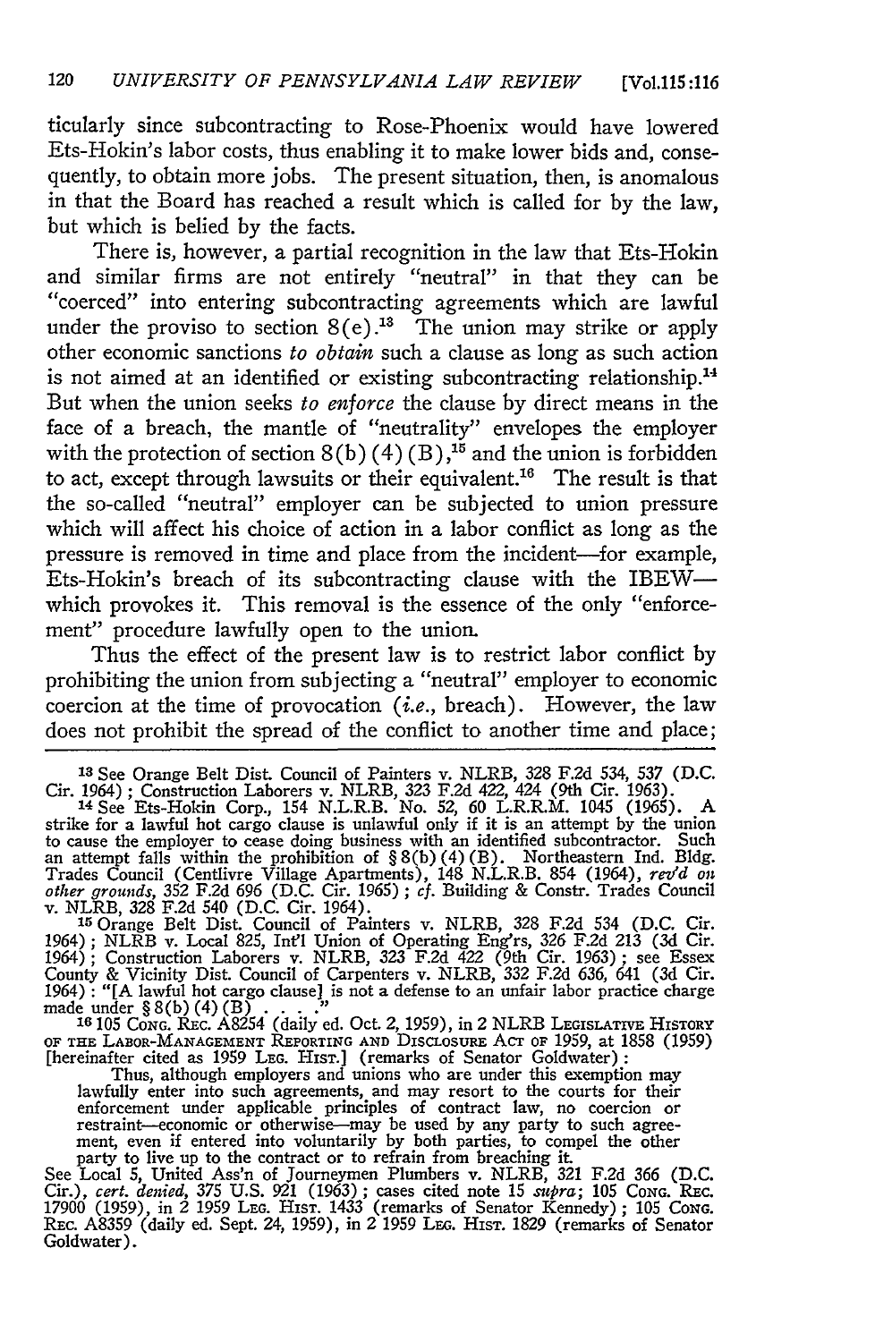ticularly since subcontracting to Rose-Phoenix would have lowered Ets-Hokin's labor costs, thus enabling it to make lower bids and, consequently, to obtain more jobs. The present situation, then, is anomalous in that the Board has reached a result which is called for by the law, but which is belied by the facts.

There is, however, a partial recognition in the law that Ets-Hokin and similar firms are not entirely "neutral" in that they can be "coerced" into entering subcontracting agreements which are lawful under the proviso to section 8(e).[13] The union may strike or apply other economic sanctions *to obtain* such a clause as long as such action is not aimed at an identified or existing subcontracting relationship.[14] But when the union seeks *to enforce* the clause by direct means in the face of a breach, the mantle of "neutrality" envelopes the employer with the protection of section 8(b)(4)(B),[15] and the union is forbidden to act, except through lawsuits or their equivalent.[16] The result is that the so-called "neutral" employer can be subjected to union pressure which will affect his choice of action in a labor conflict as long as the pressure is removed in time and place from the incident—for example, Ets-Hokin's breach of its subcontracting clause with the IBEW—which provokes it. This removal is the essence of the only "enforcement" procedure lawfully open to the union.

Thus the effect of the present law is to restrict labor conflict by prohibiting the union from subjecting a "neutral" employer to economic coercion at the time of provocation (*i.e.*, breach). However, the law does not prohibit the spread of the conflict to another time and place;

---

[13] See Orange Belt Dist. Council of Painters v. NLRB, 328 F.2d 534, 537 (D.C. Cir. 1964); Construction Laborers v. NLRB, 323 F.2d 422, 424 (9th Cir. 1963).

[14] See Ets-Hokin Corp., 154 N.L.R.B. No. 52, 60 L.R.R.M. 1045 (1965). A strike for a lawful hot cargo clause is unlawful only if it is an attempt by the union to cause the employer to cease doing business with an identified subcontractor. Such an attempt falls within the prohibition of § 8(b)(4)(B). Northeastern Ind. Bldg. Trades Council (Centlivre Village Apartments), 148 N.L.R.B. 854 (1964), *rev'd on other grounds*, 352 F.2d 696 (D.C. Cir. 1965); *cf.* Building & Constr. Trades Council v. NLRB, 328 F.2d 540 (D.C. Cir. 1964).

[15] Orange Belt Dist. Council of Painters v. NLRB, 328 F.2d 534 (D.C. Cir. 1964); NLRB v. Local 825, Int'l Union of Operating Eng'rs, 326 F.2d 213 (3d Cir. 1964); Construction Laborers v. NLRB, 323 F.2d 422 (9th Cir. 1963); see Essex County & Vicinity Dist. Council of Carpenters v. NLRB, 332 F.2d 636, 641 (3d Cir. 1964): "[A lawful hot cargo clause] is not a defense to an unfair labor practice charge made under § 8(b)(4)(B) . . . ."

[16] 105 CONG. REC. A8254 (daily ed. Oct. 2, 1959), in 2 NLRB LEGISLATIVE HISTORY OF THE LABOR-MANAGEMENT REPORTING AND DISCLOSURE ACT OF 1959, at 1858 (1959) [hereinafter cited as 1959 LEG. HIST.] (remarks of Senator Goldwater):

> Thus, although employers and unions who are under this exemption may lawfully enter into such agreements, and may resort to the courts for their enforcement under applicable principles of contract law, no coercion or restraint—economic or otherwise—may be used by any party to such agreement, even if entered into voluntarily by both parties, to compel the other party to live up to the contract or to refrain from breaching it.

See Local 5, United Ass'n of Journeymen Plumbers v. NLRB, 321 F.2d 366 (D.C. Cir.), *cert. denied*, 375 U.S. 921 (1963); cases cited note 15 *supra*; 105 CONG. REC. 17900 (1959), in 2 1959 LEG. HIST. 1433 (remarks of Senator Kennedy); 105 CONG. REC. A8359 (daily ed. Sept. 24, 1959), in 2 1959 LEG. HIST. 1829 (remarks of Senator Goldwater).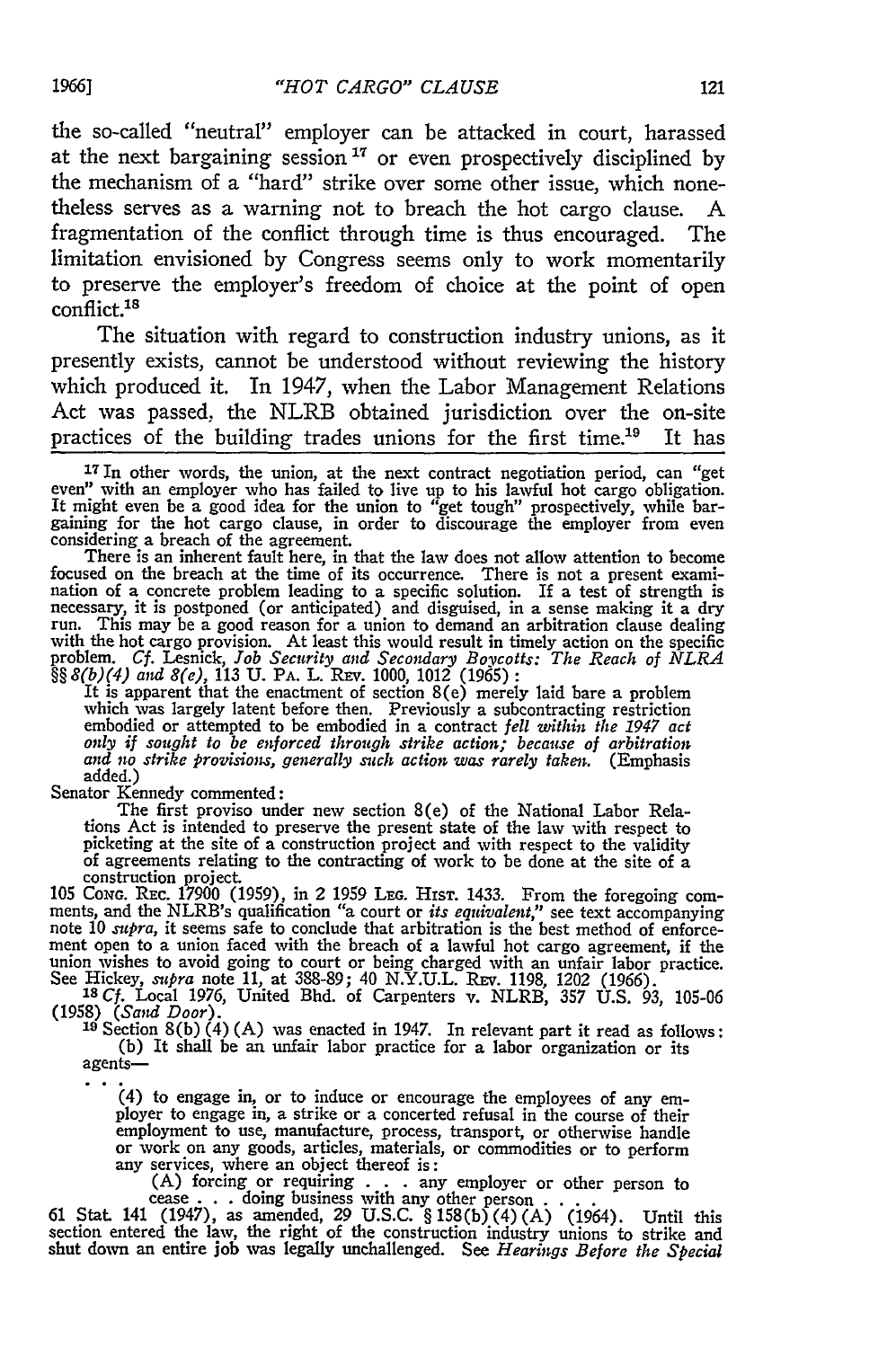the so-called "neutral" employer can be attacked in court, harassed at the next bargaining session [17] or even prospectively disciplined by the mechanism of a "hard" strike over some other issue, which nonetheless serves as a warning not to breach the hot cargo clause. A fragmentation of the conflict through time is thus encouraged. The limitation envisioned by Congress seems only to work momentarily to preserve the employer's freedom of choice at the point of open conflict.[18]

The situation with regard to construction industry unions, as it presently exists, cannot be understood without reviewing the history which produced it. In 1947, when the Labor Management Relations Act was passed, the NLRB obtained jurisdiction over the on-site practices of the building trades unions for the first time.[19] It has

[17] In other words, the union, at the next contract negotiation period, can "get even" with an employer who has failed to live up to his lawful hot cargo obligation. It might even be a good idea for the union to "get tough" prospectively, while bargaining for the hot cargo clause, in order to discourage the employer from even considering a breach of the agreement.

There is an inherent fault here, in that the law does not allow attention to become focused on the breach at the time of its occurrence. There is not a present examination of a concrete problem leading to a specific solution. If a test of strength is necessary, it is postponed (or anticipated) and disguised, in a sense making it a dry run. This may be a good reason for a union to demand an arbitration clause dealing with the hot cargo provision. At least this would result in timely action on the specific problem. *Cf.* Lesnick, *Job Security and Secondary Boycotts: The Reach of NLRA §§ 8(b)(4) and 8(e)*, 113 U. PA. L. REV. 1000, 1012 (1965):

> It is apparent that the enactment of section 8(e) merely laid bare a problem which was largely latent before then. Previously a subcontracting restriction embodied or attempted to be embodied in a contract *fell within the 1947 act only if sought to be enforced through strike action; because of arbitration and no strike provisions, generally such action was rarely taken.* (Emphasis added.)

Senator Kennedy commented:

> The first proviso under new section 8(e) of the National Labor Relations Act is intended to preserve the present state of the law with respect to picketing at the site of a construction project and with respect to the validity of agreements relating to the contracting of work to be done at the site of a construction project.

105 CONG. REC. 17900 (1959), in 2 1959 LEG. HIST. 1433. From the foregoing comments, and the NLRB's qualification "a court or *its equivalent*," see text accompanying note 10 *supra*, it seems safe to conclude that arbitration is the best method of enforcement open to a union faced with the breach of a lawful hot cargo agreement, if the union wishes to avoid going to court or being charged with an unfair labor practice. See Hickey, *supra* note 11, at 388-89; 40 N.Y.U.L. REV. 1198, 1202 (1966).

[18] *Cf.* Local 1976, United Bhd. of Carpenters v. NLRB, 357 U.S. 93, 105-06 (1958) (*Sand Door*).

[19] Section 8(b)(4)(A) was enacted in 1947. In relevant part it read as follows:

> (b) It shall be an unfair labor practice for a labor organization or its agents—
>
> . . .
>
> (4) to engage in, or to induce or encourage the employees of any employer to engage in, a strike or a concerted refusal in the course of their employment to use, manufacture, process, transport, or otherwise handle or work on any goods, articles, materials, or commodities or to perform any services, where an object thereof is:
>
> (A) forcing or requiring . . . any employer or other person to cease . . . doing business with any other person . . . .

61 Stat. 141 (1947), as amended, 29 U.S.C. § 158(b)(4)(A) (1964). Until this section entered the law, the right of the construction industry unions to strike and shut down an entire job was legally unchallenged. See *Hearings Before the Special*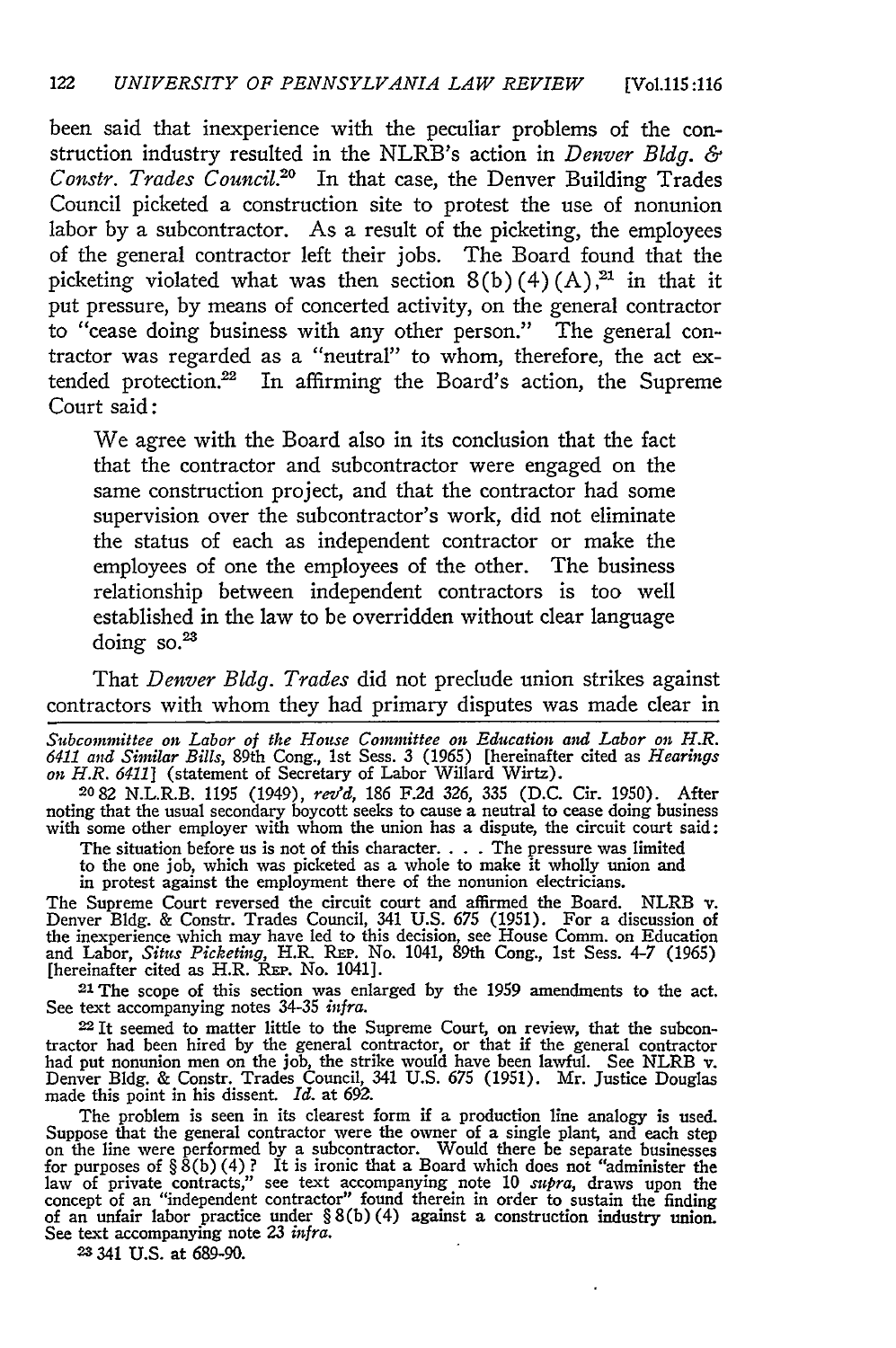been said that inexperience with the peculiar problems of the construction industry resulted in the NLRB's action in *Denver Bldg. & Constr. Trades Council.*[20] In that case, the Denver Building Trades Council picketed a construction site to protest the use of nonunion labor by a subcontractor. As a result of the picketing, the employees of the general contractor left their jobs. The Board found that the picketing violated what was then section 8(b)(4)(A),[21] in that it put pressure, by means of concerted activity, on the general contractor to "cease doing business with any other person." The general contractor was regarded as a "neutral" to whom, therefore, the act extended protection.[22] In affirming the Board's action, the Supreme Court said:

> We agree with the Board also in its conclusion that the fact that the contractor and subcontractor were engaged on the same construction project, and that the contractor had some supervision over the subcontractor's work, did not eliminate the status of each as independent contractor or make the employees of one the employees of the other. The business relationship between independent contractors is too well established in the law to be overridden without clear language doing so.[23]

That *Denver Bldg. Trades* did not preclude union strikes against contractors with whom they had primary disputes was made clear in

---

*Subcommittee on Labor of the House Committee on Education and Labor on H.R. 6411 and Similar Bills*, 89th Cong., 1st Sess. 3 (1965) [hereinafter cited as *Hearings on H.R. 6411*] (statement of Secretary of Labor Willard Wirtz).

[20] 82 N.L.R.B. 1195 (1949), *rev'd*, 186 F.2d 326, 335 (D.C. Cir. 1950). After noting that the usual secondary boycott seeks to cause a neutral to cease doing business with some other employer with whom the union has a dispute, the circuit court said:

> The situation before us is not of this character. . . . The pressure was limited to the one job, which was picketed as a whole to make it wholly union and in protest against the employment there of the nonunion electricians.

The Supreme Court reversed the circuit court and affirmed the Board. NLRB v. Denver Bldg. & Constr. Trades Council, 341 U.S. 675 (1951). For a discussion of the inexperience which may have led to this decision, see House Comm. on Education and Labor, *Situs Picketing*, H.R. Rep. No. 1041, 89th Cong., 1st Sess. 4-7 (1965) [hereinafter cited as H.R. Rep. No. 1041].

[21] The scope of this section was enlarged by the 1959 amendments to the act. See text accompanying notes 34-35 *infra*.

[22] It seemed to matter little to the Supreme Court, on review, that the subcontractor had been hired by the general contractor, or that if the general contractor had put nonunion men on the job, the strike would have been lawful. See NLRB v. Denver Bldg. & Constr. Trades Council, 341 U.S. 675 (1951). Mr. Justice Douglas made this point in his dissent. *Id.* at 692.

The problem is seen in its clearest form if a production line analogy is used. Suppose that the general contractor were the owner of a single plant, and each step on the line were performed by a subcontractor. Would there be separate businesses for purposes of § 8(b)(4)? It is ironic that a Board which does not "administer the law of private contracts," see text accompanying note 10 *supra*, draws upon the concept of an "independent contractor" found therein in order to sustain the finding of an unfair labor practice under § 8(b)(4) against a construction industry union. See text accompanying note 23 *infra*.

[23] 341 U.S. at 689-90.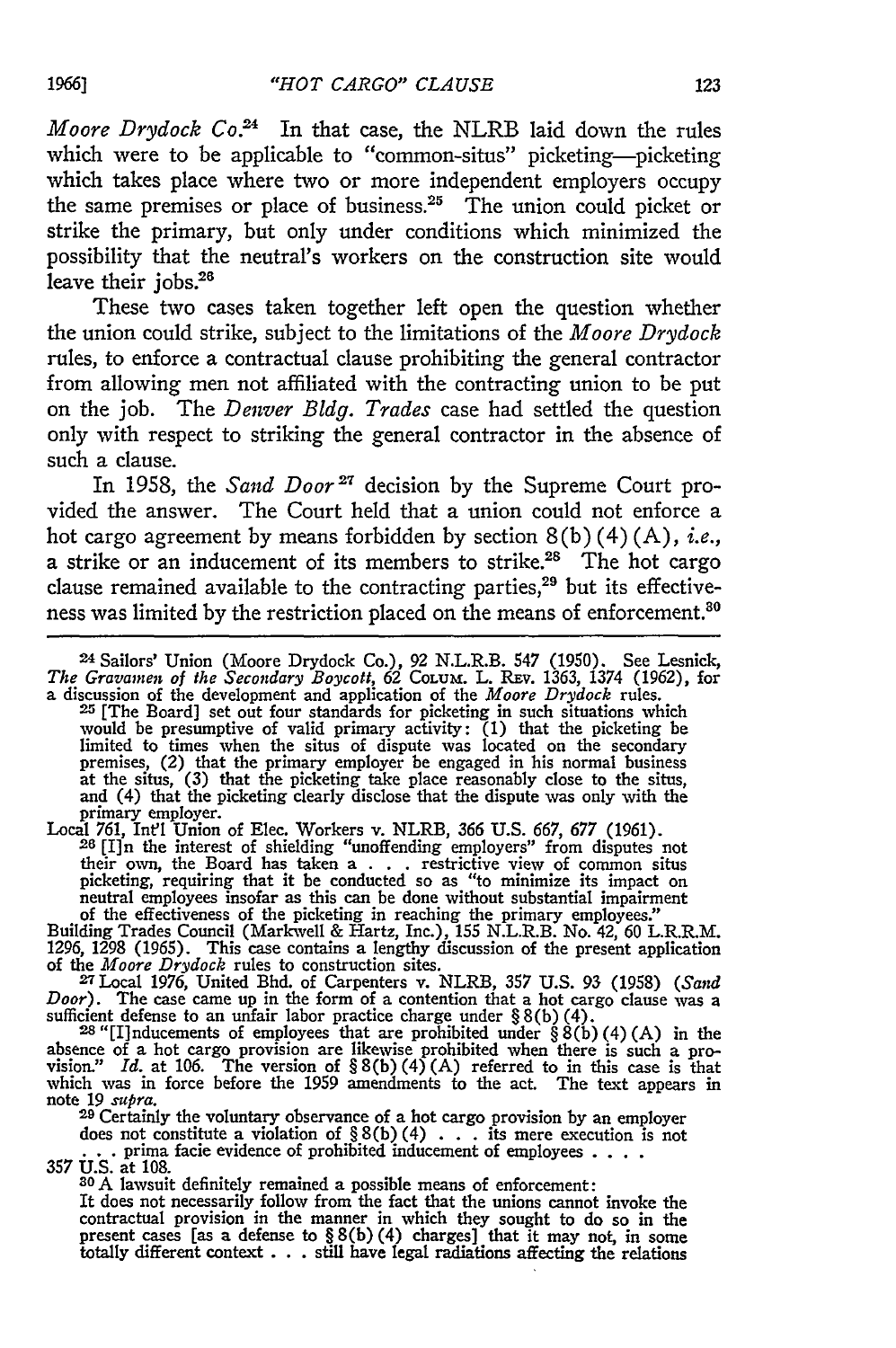*Moore Drydock Co.*[24] In that case, the NLRB laid down the rules which were to be applicable to "common-situs" picketing—picketing which takes place where two or more independent employers occupy the same premises or place of business.[25] The union could picket or strike the primary, but only under conditions which minimized the possibility that the neutral's workers on the construction site would leave their jobs.[26]

These two cases taken together left open the question whether the union could strike, subject to the limitations of the *Moore Drydock* rules, to enforce a contractual clause prohibiting the general contractor from allowing men not affiliated with the contracting union to be put on the job. The *Denver Bldg. Trades* case had settled the question only with respect to striking the general contractor in the absence of such a clause.

In 1958, the *Sand Door*[27] decision by the Supreme Court provided the answer. The Court held that a union could not enforce a hot cargo agreement by means forbidden by section 8(b)(4)(A), *i.e.*, a strike or an inducement of its members to strike.[28] The hot cargo clause remained available to the contracting parties,[29] but its effectiveness was limited by the restriction placed on the means of enforcement.[30]

---

[24] Sailors' Union (Moore Drydock Co.), 92 N.L.R.B. 547 (1950). See Lesnick, *The Gravamen of the Secondary Boycott*, 62 COLUM. L. REV. 1363, 1374 (1962), for a discussion of the development and application of the *Moore Drydock* rules.

[25] [The Board] set out four standards for picketing in such situations which would be presumptive of valid primary activity: (1) that the picketing be limited to times when the situs of dispute was located on the secondary premises, (2) that the primary employer be engaged in his normal business at the situs, (3) that the picketing take place reasonably close to the situs, and (4) that the picketing clearly disclose that the dispute was only with the primary employer.

Local 761, Int'l Union of Elec. Workers v. NLRB, 366 U.S. 667, 677 (1961).

[26] [I]n the interest of shielding "unoffending employers" from disputes not their own, the Board has taken a . . . restrictive view of common situs picketing, requiring that it be conducted so as "to minimize its impact on neutral employees insofar as this can be done without substantial impairment of the effectiveness of the picketing in reaching the primary employees."

Building Trades Council (Markwell & Hartz, Inc.), 155 N.L.R.B. No. 42, 60 L.R.R.M. 1296, 1298 (1965). This case contains a lengthy discussion of the present application of the *Moore Drydock* rules to construction sites.

[27] Local 1976, United Bhd. of Carpenters v. NLRB, 357 U.S. 93 (1958) (*Sand Door*). The case came up in the form of a contention that a hot cargo clause was a sufficient defense to an unfair labor practice charge under § 8(b)(4).

[28] "[I]nducements of employees that are prohibited under § 8(b)(4)(A) in the absence of a hot cargo provision are likewise prohibited when there is such a provision." *Id.* at 106. The version of § 8(b)(4)(A) referred to in this case is that which was in force before the 1959 amendments to the act. The text appears in note 19 *supra*.

[29] Certainly the voluntary observance of a hot cargo provision by an employer does not constitute a violation of § 8(b)(4) . . . its mere execution is not . . . prima facie evidence of prohibited inducement of employees . . . .

357 U.S. at 108.

[30] A lawsuit definitely remained a possible means of enforcement:

It does not necessarily follow from the fact that the unions cannot invoke the contractual provision in the manner in which they sought to do so in the present cases [as a defense to § 8(b)(4) charges] that it may not, in some totally different context . . . still have legal radiations affecting the relations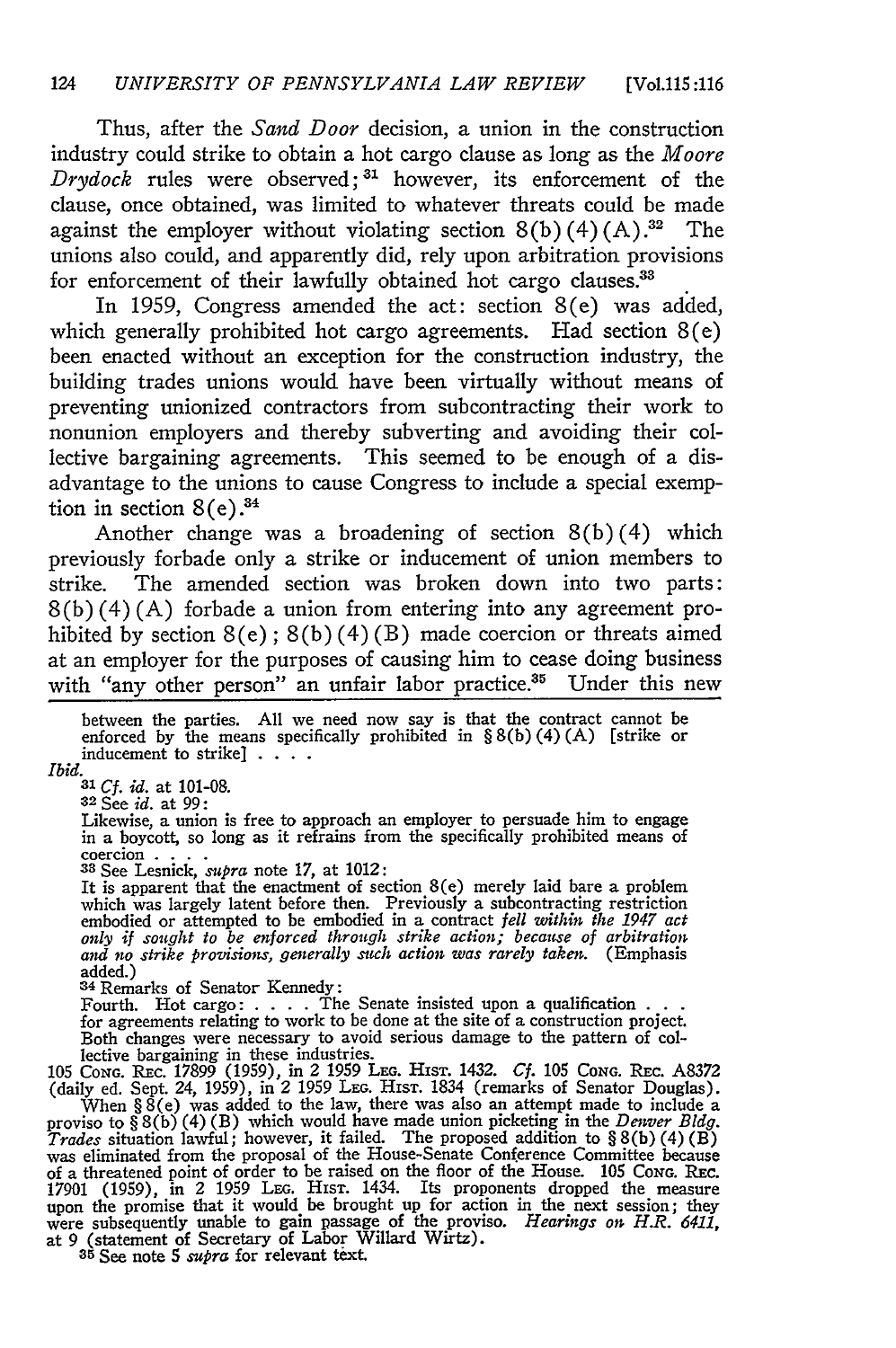Thus, after the *Sand Door* decision, a union in the construction industry could strike to obtain a hot cargo clause as long as the *Moore Drydock* rules were observed;[31] however, its enforcement of the clause, once obtained, was limited to whatever threats could be made against the employer without violating section 8(b)(4)(A).[32] The unions also could, and apparently did, rely upon arbitration provisions for enforcement of their lawfully obtained hot cargo clauses.[33]

In 1959, Congress amended the act: section 8(e) was added, which generally prohibited hot cargo agreements. Had section 8(e) been enacted without an exception for the construction industry, the building trades unions would have been virtually without means of preventing unionized contractors from subcontracting their work to nonunion employers and thereby subverting and avoiding their collective bargaining agreements. This seemed to be enough of a disadvantage to the unions to cause Congress to include a special exemption in section 8(e).[34]

Another change was a broadening of section 8(b)(4) which previously forbade only a strike or inducement of union members to strike. The amended section was broken down into two parts: 8(b)(4)(A) forbade a union from entering into any agreement prohibited by section 8(e); 8(b)(4)(B) made coercion or threats aimed at an employer for the purposes of causing him to cease doing business with "any other person" an unfair labor practice.[35] Under this new

---

between the parties. All we need now say is that the contract cannot be enforced by the means specifically prohibited in § 8(b)(4)(A) [strike or inducement to strike] . . . .

*Ibid.*

[31] *Cf. id.* at 101-08.

[32] See *id.* at 99:

Likewise, a union is free to approach an employer to persuade him to engage in a boycott, so long as it refrains from the specifically prohibited means of coercion . . . .

[33] See Lesnick, *supra* note 17, at 1012:

It is apparent that the enactment of section 8(e) merely laid bare a problem which was largely latent before then. Previously a subcontracting restriction embodied or attempted to be embodied in a contract *fell within the 1947 act only if sought to be enforced through strike action; because of arbitration and no strike provisions, generally such action was rarely taken.* (Emphasis added.)

[34] Remarks of Senator Kennedy:

Fourth. Hot cargo: . . . . The Senate insisted upon a qualification . . . for agreements relating to work to be done at the site of a construction project. Both changes were necessary to avoid serious damage to the pattern of collective bargaining in these industries.

105 Cong. Rec. 17899 (1959), in 2 1959 Leg. Hist. 1432. *Cf.* 105 Cong. Rec. A8372 (daily ed. Sept. 24, 1959), in 2 1959 Leg. Hist. 1834 (remarks of Senator Douglas).

When § 8(e) was added to the law, there was also an attempt made to include a proviso to § 8(b)(4)(B) which would have made union picketing in the *Denver Bldg. Trades* situation lawful; however, it failed. The proposed addition to § 8(b)(4)(B) was eliminated from the proposal of the House-Senate Conference Committee because of a threatened point of order to be raised on the floor of the House. 105 Cong. Rec. 17901 (1959), in 2 Leg. Hist. 1434. Its proponents dropped the measure upon the promise that it would be brought up for action in the next session; they were subsequently unable to gain passage of the proviso. *Hearings on H.R. 6411*, at 9 (statement of Secretary of Labor Willard Wirtz).

[35] See note 5 *supra* for relevant text.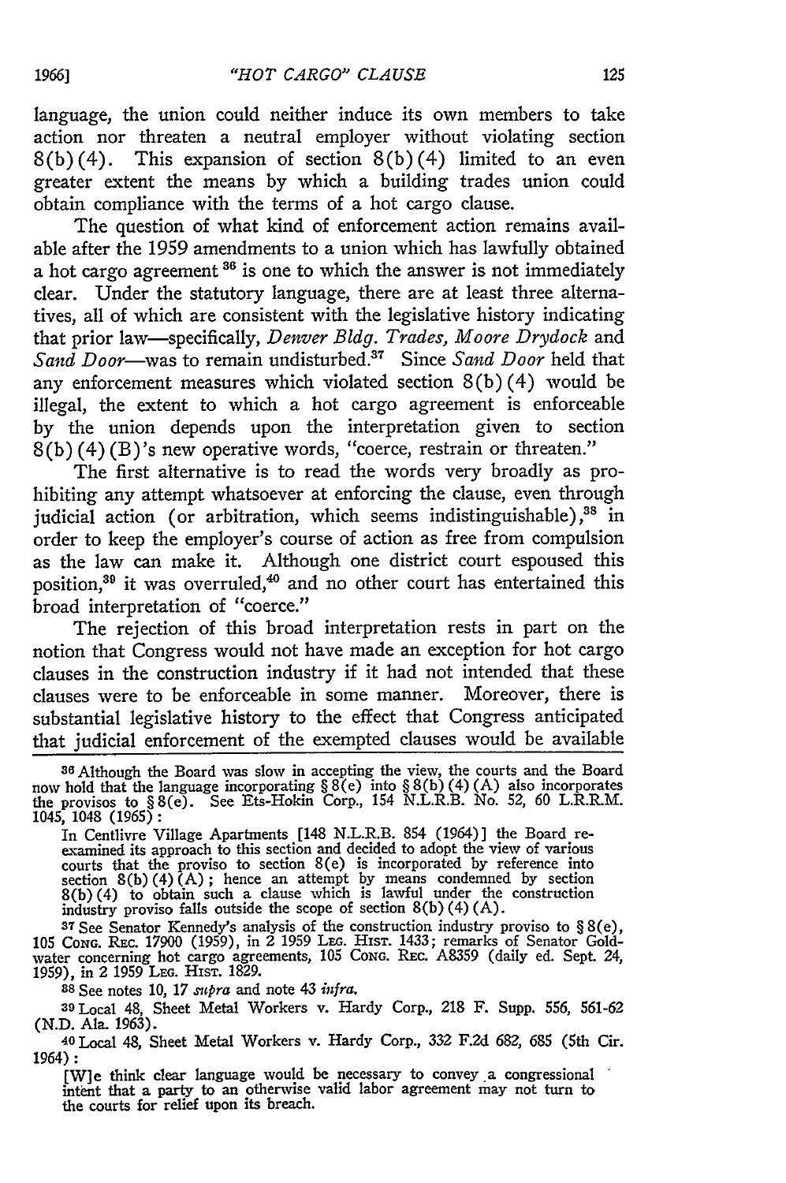language, the union could neither induce its own members to take action nor threaten a neutral employer without violating section 8(b)(4). This expansion of section 8(b)(4) limited to an even greater extent the means by which a building trades union could obtain compliance with the terms of a hot cargo clause.

The question of what kind of enforcement action remains available after the 1959 amendments to a union which has lawfully obtained a hot cargo agreement[36] is one to which the answer is not immediately clear. Under the statutory language, there are at least three alternatives, all of which are consistent with the legislative history indicating that prior law—specifically, *Denver Bldg. Trades, Moore Drydock* and *Sand Door*—was to remain undisturbed.[37] Since *Sand Door* held that any enforcement measures which violated section 8(b)(4) would be illegal, the extent to which a hot cargo agreement is enforceable by the union depends upon the interpretation given to section 8(b)(4)(B)'s new operative words, "coerce, restrain or threaten."

The first alternative is to read the words very broadly as prohibiting any attempt whatsoever at enforcing the clause, even through judicial action (or arbitration, which seems indistinguishable),[38] in order to keep the employer's course of action as free from compulsion as the law can make it. Although one district court espoused this position,[39] it was overruled,[40] and no other court has entertained this broad interpretation of "coerce."

The rejection of this broad interpretation rests in part on the notion that Congress would not have made an exception for hot cargo clauses in the construction industry if it had not intended that these clauses were to be enforceable in some manner. Moreover, there is substantial legislative history to the effect that Congress anticipated that judicial enforcement of the exempted clauses would be available

---

[36] Although the Board was slow in accepting the view, the courts and the Board now hold that the language incorporating § 8(e) into § 8(b)(4)(A) also incorporates the provisos to § 8(e). See Ets-Hokin Corp., 154 N.L.R.B. No. 52, 60 L.R.R.M. 1045, 1048 (1965):

> In Centlivre Village Apartments [148 N.L.R.B. 854 (1964)] the Board reexamined its approach to this section and decided to adopt the view of various courts that the proviso to section 8(e) is incorporated by reference into section 8(b)(4)(A); hence an attempt by means condemned by section 8(b)(4) to obtain such a clause which is lawful under the construction industry proviso falls outside the scope of section 8(b)(4)(A).

[37] See Senator Kennedy's analysis of the construction industry proviso to § 8(e), 105 CONG. REC. 17900 (1959), in 2 1959 LEG. HIST. 1433; remarks of Senator Goldwater concerning hot cargo agreements, 105 CONG. REC. A8359 (daily ed. Sept. 24, 1959), in 2 1959 LEG. HIST. 1829.

[38] See notes 10, 17 *supra* and note 43 *infra*.

[39] Local 48, Sheet Metal Workers v. Hardy Corp., 218 F. Supp. 556, 561-62 (N.D. Ala. 1963).

[40] Local 48, Sheet Metal Workers v. Hardy Corp., 332 F.2d 682, 685 (5th Cir. 1964):

> [W]e think clear language would be necessary to convey a congressional intent that a party to an otherwise valid labor agreement may not turn to the courts for relief upon its breach.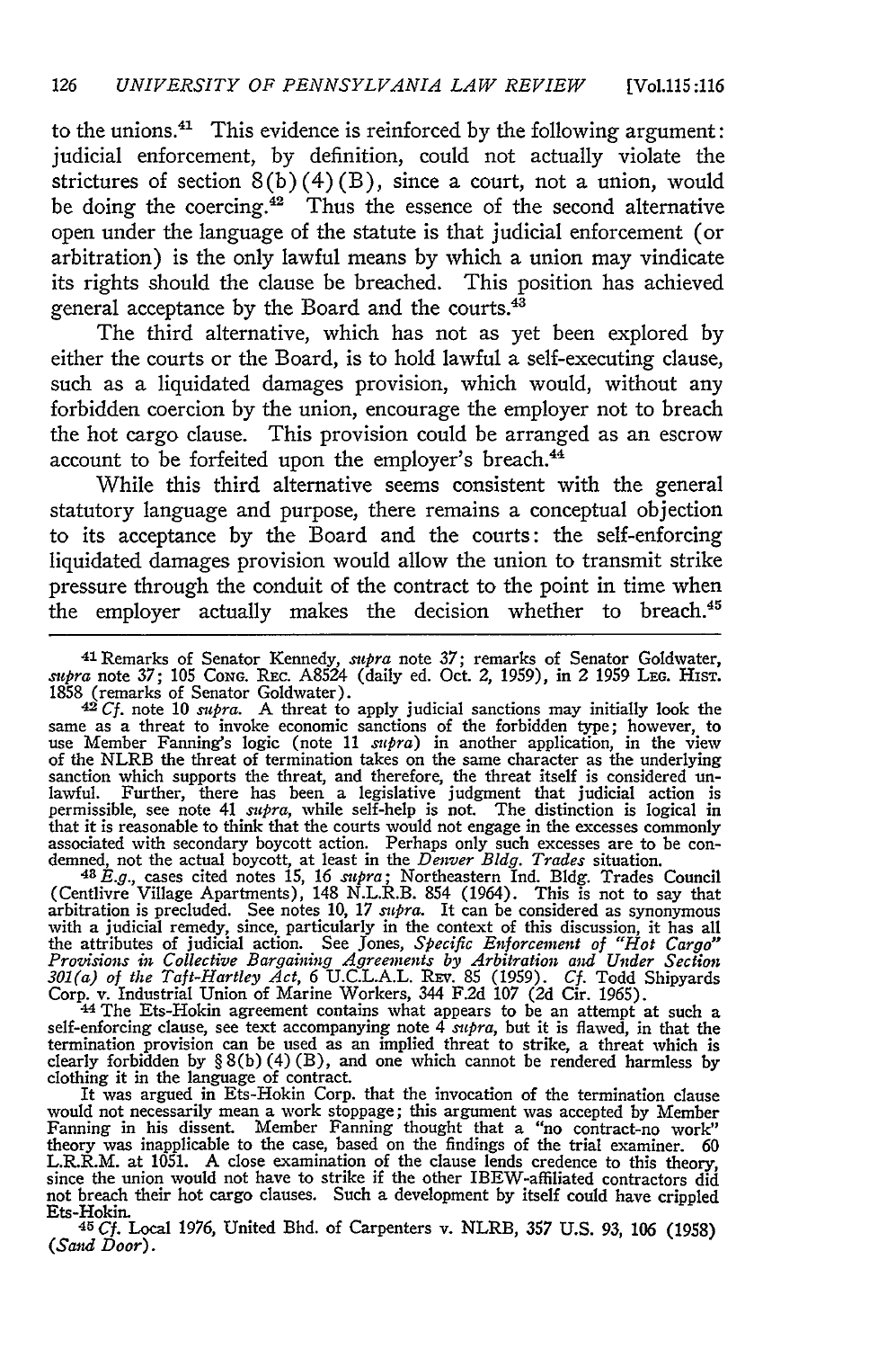to the unions.[41] This evidence is reinforced by the following argument: judicial enforcement, by definition, could not actually violate the strictures of section 8(b)(4)(B), since a court, not a union, would be doing the coercing.[42] Thus the essence of the second alternative open under the language of the statute is that judicial enforcement (or arbitration) is the only lawful means by which a union may vindicate its rights should the clause be breached. This position has achieved general acceptance by the Board and the courts.[43]

The third alternative, which has not as yet been explored by either the courts or the Board, is to hold lawful a self-executing clause, such as a liquidated damages provision, which would, without any forbidden coercion by the union, encourage the employer not to breach the hot cargo clause. This provision could be arranged as an escrow account to be forfeited upon the employer's breach.[44]

While this third alternative seems consistent with the general statutory language and purpose, there remains a conceptual objection to its acceptance by the Board and the courts: the self-enforcing liquidated damages provision would allow the union to transmit strike pressure through the conduit of the contract to the point in time when the employer actually makes the decision whether to breach.[45]

---

[41] Remarks of Senator Kennedy, *supra* note 37; remarks of Senator Goldwater, *supra* note 37; 105 CONG. REC. A8524 (daily ed. Oct. 2, 1959), in 2 1959 LEG. HIST. 1858 (remarks of Senator Goldwater).

[42] *Cf.* note 10 *supra*. A threat to apply judicial sanctions may initially look the same as a threat to invoke economic sanctions of the forbidden type; however, to use Member Fanning's logic (note 11 *supra*) in another application, in the view of the NLRB the threat of termination takes on the same character as the underlying sanction which supports the threat, and therefore, the threat itself is considered unlawful. Further, there has been a legislative judgment that judicial action is permissible, see note 41 *supra*, while self-help is not. The distinction is logical in that it is reasonable to think that the courts would not engage in the excesses commonly associated with secondary boycott action. Perhaps only such excesses are to be condemned, not the actual boycott, at least in the *Denver Bldg. Trades* situation.

[43] *E.g.*, cases cited notes 15, 16 *supra*; Northeastern Ind. Bldg. Trades Council (Centlivre Village Apartments), 148 N.L.R.B. 854 (1964). This is not to say that arbitration is precluded. See notes 10, 17 *supra*. It can be considered as synonymous with a judicial remedy, since, particularly in the context of this discussion, it has all the attributes of judicial action. See Jones, *Specific Enforcement of "Hot Cargo" Provisions in Collective Bargaining Agreements by Arbitration and Under Section 301(a) of the Taft-Hartley Act*, 6 U.C.L.A.L. REV. 85 (1959). *Cf.* Todd Shipyards Corp. v. Industrial Union of Marine Workers, 344 F.2d 107 (2d Cir. 1965).

[44] The Ets-Hokin agreement contains what appears to be an attempt at such a self-enforcing clause, see text accompanying note 4 *supra*, but it is flawed, in that the termination provision can be used as an implied threat to strike, a threat which is clearly forbidden by § 8(b)(4)(B), and one which cannot be rendered harmless by clothing it in the language of contract.

It was argued in Ets-Hokin Corp. that the invocation of the termination clause would not necessarily mean a work stoppage; this argument was accepted by Member Fanning in his dissent. Member Fanning thought that a "no contract-no work" theory was inapplicable to the case, based on the findings of the trial examiner. 60 L.R.R.M. at 1051. A close examination of the clause lends credence to this theory, since the union would not have to strike if the other IBEW-affiliated contractors did not breach their hot cargo clauses. Such a development by itself could have crippled Ets-Hokin.

[45] *Cf.* Local 1976, United Bhd. of Carpenters v. NLRB, 357 U.S. 93, 106 (1958) (*Sand Door*).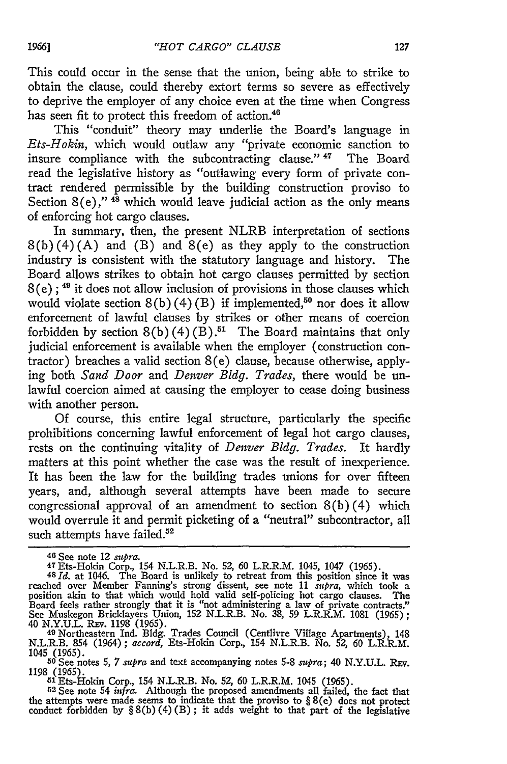This could occur in the sense that the union, being able to strike to obtain the clause, could thereby extort terms so severe as effectively to deprive the employer of any choice even at the time when Congress has seen fit to protect this freedom of action.[46]

This "conduit" theory may underlie the Board's language in *Ets-Hokin*, which would outlaw any "private economic sanction to insure compliance with the subcontracting clause."[47] The Board read the legislative history as "outlawing every form of private contract rendered permissible by the building construction proviso to Section 8(e),"[48] which would leave judicial action as the only means of enforcing hot cargo clauses.

In summary, then, the present NLRB interpretation of sections 8(b)(4)(A) and (B) and 8(e) as they apply to the construction industry is consistent with the statutory language and history. The Board allows strikes to obtain hot cargo clauses permitted by section 8(e);[49] it does not allow inclusion of provisions in those clauses which would violate section 8(b)(4)(B) if implemented,[50] nor does it allow enforcement of lawful clauses by strikes or other means of coercion forbidden by section 8(b)(4)(B).[51] The Board maintains that only judicial enforcement is available when the employer (construction contractor) breaches a valid section 8(e) clause, because otherwise, applying both *Sand Door* and *Denver Bldg. Trades*, there would be unlawful coercion aimed at causing the employer to cease doing business with another person.

Of course, this entire legal structure, particularly the specific prohibitions concerning lawful enforcement of legal hot cargo clauses, rests on the continuing vitality of *Denver Bldg. Trades*. It hardly matters at this point whether the case was the result of inexperience. It has been the law for the building trades unions for over fifteen years, and, although several attempts have been made to secure congressional approval of an amendment to section 8(b)(4) which would overrule it and permit picketing of a "neutral" subcontractor, all such attempts have failed.[52]

---

[46] See note 12 *supra*.

[47] Ets-Hokin Corp., 154 N.L.R.B. No. 52, 60 L.R.R.M. 1045, 1047 (1965).

[48] *Id.* at 1046. The Board is unlikely to retreat from this position since it was reached over Member Fanning's strong dissent, see note 11 *supra*, which took a position akin to that which would hold valid self-policing hot cargo clauses. The Board feels rather strongly that it is "not administering a law of private contracts." See Muskegon Bricklayers Union, 152 N.L.R.B. No. 38, 59 L.R.R.M. 1081 (1965); 40 N.Y.U.L. Rev. 1198 (1965).

[49] Northeastern Ind. Bldg. Trades Council (Centlivre Village Apartments), 148 N.L.R.B. 854 (1964); *accord*, Ets-Hokin Corp., 154 N.L.R.B. No. 52, 60 L.R.R.M. 1045 (1965).

[50] See notes 5, 7 *supra* and text accompanying notes 5-8 *supra*; 40 N.Y.U.L. Rev. 1198 (1965).

[51] Ets-Hokin Corp., 154 N.L.R.B. No. 52, 60 L.R.R.M. 1045 (1965).

[52] See note 54 *infra*. Although the proposed amendments all failed, the fact that the attempts were made seems to indicate that the proviso to § 8(e) does not protect conduct forbidden by § 8(b)(4)(B); it adds weight to that part of the legislative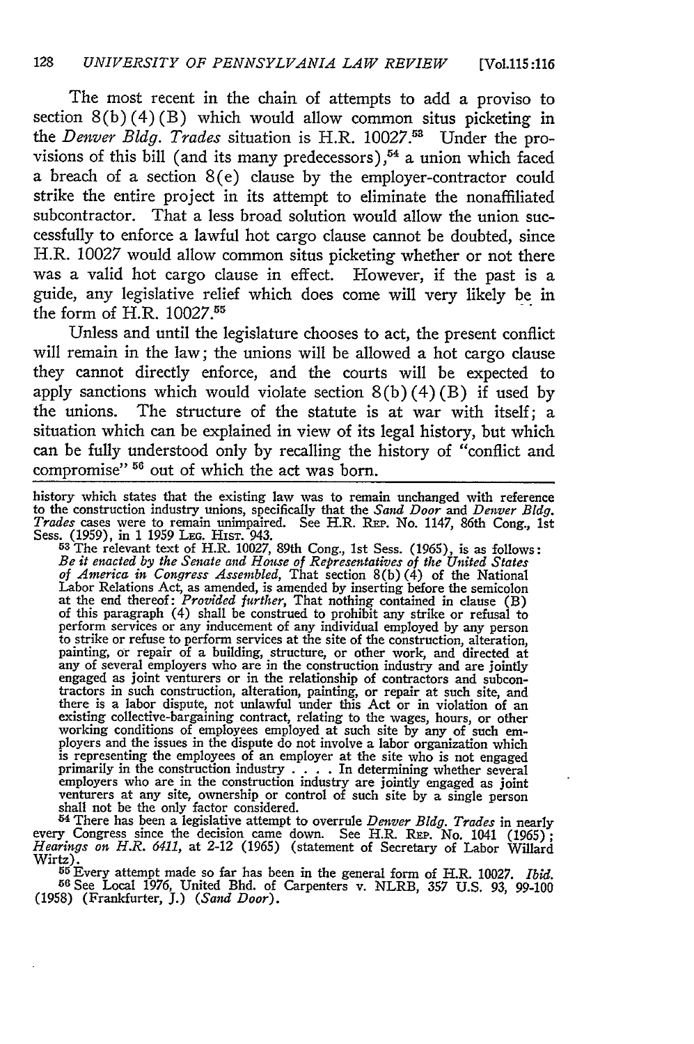The most recent in the chain of attempts to add a proviso to section 8(b)(4)(B) which would allow common situs picketing in the *Denver Bldg. Trades* situation is H.R. 10027.[53] Under the provisions of this bill (and its many predecessors),[54] a union which faced a breach of a section 8(e) clause by the employer-contractor could strike the entire project in its attempt to eliminate the nonaffiliated subcontractor. That a less broad solution would allow the union successfully to enforce a lawful hot cargo clause cannot be doubted, since H.R. 10027 would allow common situs picketing whether or not there was a valid hot cargo clause in effect. However, if the past is a guide, any legislative relief which does come will very likely be in the form of H.R. 10027.[55]

Unless and until the legislature chooses to act, the present conflict will remain in the law; the unions will be allowed a hot cargo clause they cannot directly enforce, and the courts will be expected to apply sanctions which would violate section 8(b)(4)(B) if used by the unions. The structure of the statute is at war with itself; a situation which can be explained in view of its legal history, but which can be fully understood only by recalling the history of "conflict and compromise" [56] out of which the act was born.

---

history which states that the existing law was to remain unchanged with reference to the construction industry unions, specifically that the *Sand Door* and *Denver Bldg. Trades* cases were to remain unimpaired. See H.R. Rep. No. 1147, 86th Cong., 1st Sess. (1959), in 1 1959 Leg. Hist. 943.

[53] The relevant text of H.R. 10027, 89th Cong., 1st Sess. (1965), is as follows: *Be it enacted by the Senate and House of Representatives of the United States of America in Congress Assembled,* That section 8(b)(4) of the National Labor Relations Act, as amended, is amended by inserting before the semicolon at the end thereof: *Provided further,* That nothing contained in clause (B) of this paragraph (4) shall be construed to prohibit any strike or refusal to perform services or any inducement of any individual employed by any person to strike or refuse to perform services at the site of the construction, alteration, painting, or repair of a building, structure, or other work, and directed at any of several employers who are in the construction industry and are jointly engaged as joint venturers or in the relationship of contractors and subcontractors in such construction, alteration, painting, or repair at such site, and there is a labor dispute, not unlawful under this Act or in violation of an existing collective-bargaining contract, relating to the wages, hours, or other working conditions of employees employed at such site by any of such employers and the issues in the dispute do not involve a labor organization which is representing the employees of an employer at the site who is not engaged primarily in the construction industry . . . . In determining whether several employers who are in the construction industry are jointly engaged as joint venturers at any site, ownership or control of such site by a single person shall not be the only factor considered.

[54] There has been a legislative attempt to overrule *Denver Bldg. Trades* in nearly every Congress since the decision came down. See H.R. Rep. No. 1041 (1965); *Hearings on H.R. 6411,* at 2-12 (1965) (statement of Secretary of Labor Willard Wirtz).

[55] Every attempt made so far has been in the general form of H.R. 10027. *Ibid.*

[56] See Local 1976, United Bhd. of Carpenters v. NLRB, 357 U.S. 93, 99-100 (1958) (Frankfurter, J.) (*Sand Door*).